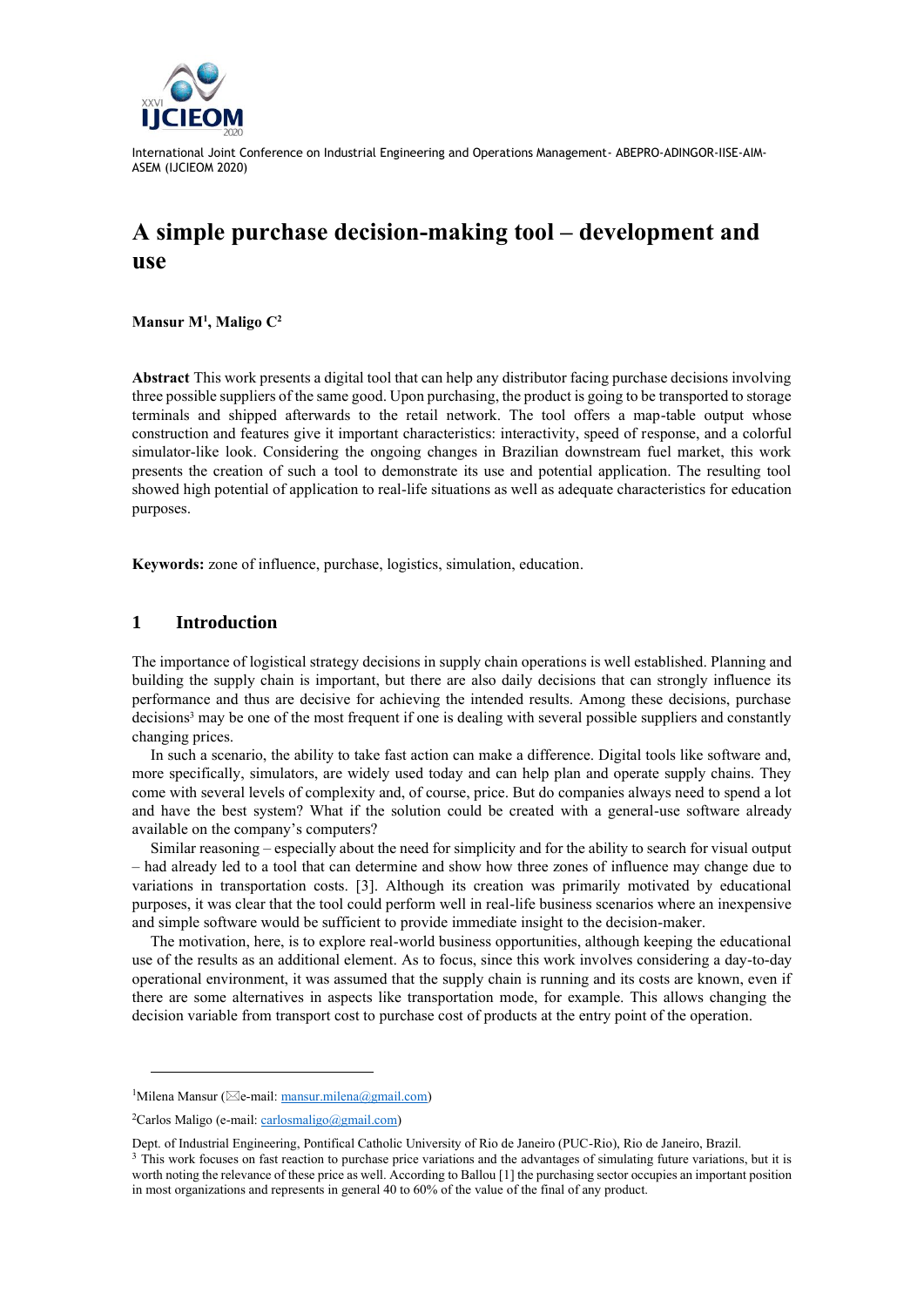# A simple purchase decision-making tool – development and use

**Mansur M[1], Maligo C[2]**

**Abstract** This work presents a digital tool that can help any distributor facing purchase decisions involving three possible suppliers of the same good. Upon purchasing, the product is going to be transported to storage terminals and shipped afterwards to the retail network. The tool offers a map-table output whose construction and features give it important characteristics: interactivity, speed of response, and a colorful simulator-like look. Considering the ongoing changes in Brazilian downstream fuel market, this work presents the creation of such a tool to demonstrate its use and potential application. The resulting tool showed high potential of application to real-life situations as well as adequate characteristics for education purposes.

**Keywords:** zone of influence, purchase, logistics, simulation, education.

## 1 Introduction

The importance of logistical strategy decisions in supply chain operations is well established. Planning and building the supply chain is important, but there are also daily decisions that can strongly influence its performance and thus are decisive for achieving the intended results. Among these decisions, purchase decisions[3] may be one of the most frequent if one is dealing with several possible suppliers and constantly changing prices.

In such a scenario, the ability to take fast action can make a difference. Digital tools like software and, more specifically, simulators, are widely used today and can help plan and operate supply chains. They come with several levels of complexity and, of course, price. But do companies always need to spend a lot and have the best system? What if the solution could be created with a general-use software already available on the company's computers?

Similar reasoning – especially about the need for simplicity and for the ability to search for visual output – had already led to a tool that can determine and show how three zones of influence may change due to variations in transportation costs. [3]. Although its creation was primarily motivated by educational purposes, it was clear that the tool could perform well in real-life business scenarios where an inexpensive and simple software would be sufficient to provide immediate insight to the decision-maker.

The motivation, here, is to explore real-world business opportunities, although keeping the educational use of the results as an additional element. As to focus, since this work involves considering a day-to-day operational environment, it was assumed that the supply chain is running and its costs are known, even if there are some alternatives in aspects like transportation mode, for example. This allows changing the decision variable from transport cost to purchase cost of products at the entry point of the operation.

---

[1] Milena Mansur (✉e-mail: mansur.milena@gmail.com)

[2] Carlos Maligo (e-mail: carlosmaligo@gmail.com)

Dept. of Industrial Engineering, Pontifical Catholic University of Rio de Janeiro (PUC-Rio), Rio de Janeiro, Brazil.

[3] This work focuses on fast reaction to purchase price variations and the advantages of simulating future variations, but it is worth noting the relevance of these prices as well. According to Ballou [1] the purchasing sector occupies an important position in most organizations and represents in general 40 to 60% of the value of the final of any product.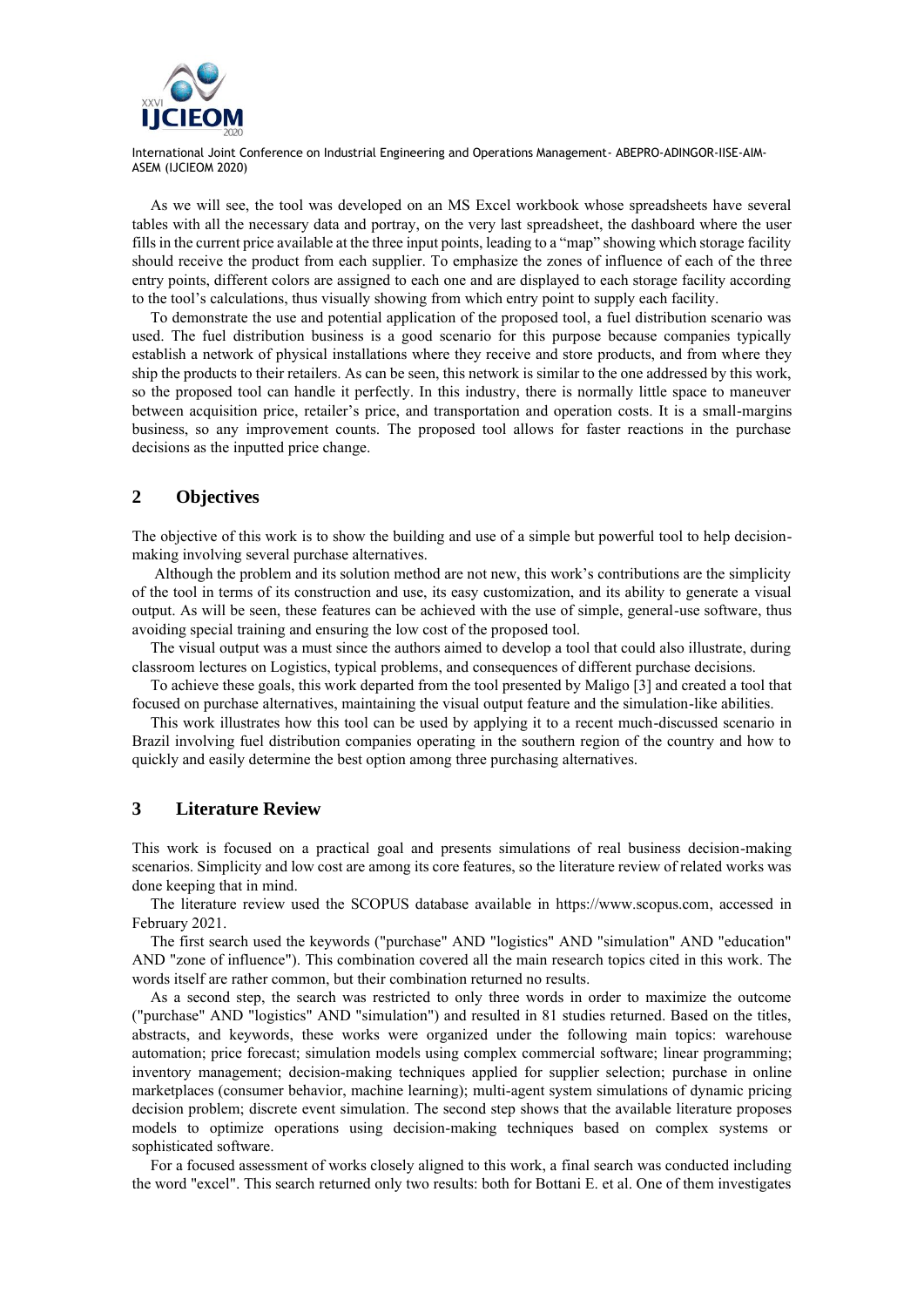As we will see, the tool was developed on an MS Excel workbook whose spreadsheets have several tables with all the necessary data and portray, on the very last spreadsheet, the dashboard where the user fills in the current price available at the three input points, leading to a "map" showing which storage facility should receive the product from each supplier. To emphasize the zones of influence of each of the three entry points, different colors are assigned to each one and are displayed to each storage facility according to the tool's calculations, thus visually showing from which entry point to supply each facility.

To demonstrate the use and potential application of the proposed tool, a fuel distribution scenario was used. The fuel distribution business is a good scenario for this purpose because companies typically establish a network of physical installations where they receive and store products, and from where they ship the products to their retailers. As can be seen, this network is similar to the one addressed by this work, so the proposed tool can handle it perfectly. In this industry, there is normally little space to maneuver between acquisition price, retailer's price, and transportation and operation costs. It is a small-margins business, so any improvement counts. The proposed tool allows for faster reactions in the purchase decisions as the inputted price change.

## 2 Objectives

The objective of this work is to show the building and use of a simple but powerful tool to help decision-making involving several purchase alternatives.

Although the problem and its solution method are not new, this work's contributions are the simplicity of the tool in terms of its construction and use, its easy customization, and its ability to generate a visual output. As will be seen, these features can be achieved with the use of simple, general-use software, thus avoiding special training and ensuring the low cost of the proposed tool.

The visual output was a must since the authors aimed to develop a tool that could also illustrate, during classroom lectures on Logistics, typical problems, and consequences of different purchase decisions.

To achieve these goals, this work departed from the tool presented by Maligo [3] and created a tool that focused on purchase alternatives, maintaining the visual output feature and the simulation-like abilities.

This work illustrates how this tool can be used by applying it to a recent much-discussed scenario in Brazil involving fuel distribution companies operating in the southern region of the country and how to quickly and easily determine the best option among three purchasing alternatives.

## 3 Literature Review

This work is focused on a practical goal and presents simulations of real business decision-making scenarios. Simplicity and low cost are among its core features, so the literature review of related works was done keeping that in mind.

The literature review used the SCOPUS database available in https://www.scopus.com, accessed in February 2021.

The first search used the keywords ("purchase" AND "logistics" AND "simulation" AND "education" AND "zone of influence"). This combination covered all the main research topics cited in this work. The words itself are rather common, but their combination returned no results.

As a second step, the search was restricted to only three words in order to maximize the outcome ("purchase" AND "logistics" AND "simulation") and resulted in 81 studies returned. Based on the titles, abstracts, and keywords, these works were organized under the following main topics: warehouse automation; price forecast; simulation models using complex commercial software; linear programming; inventory management; decision-making techniques applied for supplier selection; purchase in online marketplaces (consumer behavior, machine learning); multi-agent system simulations of dynamic pricing decision problem; discrete event simulation. The second step shows that the available literature proposes models to optimize operations using decision-making techniques based on complex systems or sophisticated software.

For a focused assessment of works closely aligned to this work, a final search was conducted including the word "excel". This search returned only two results: both for Bottani E. et al. One of them investigates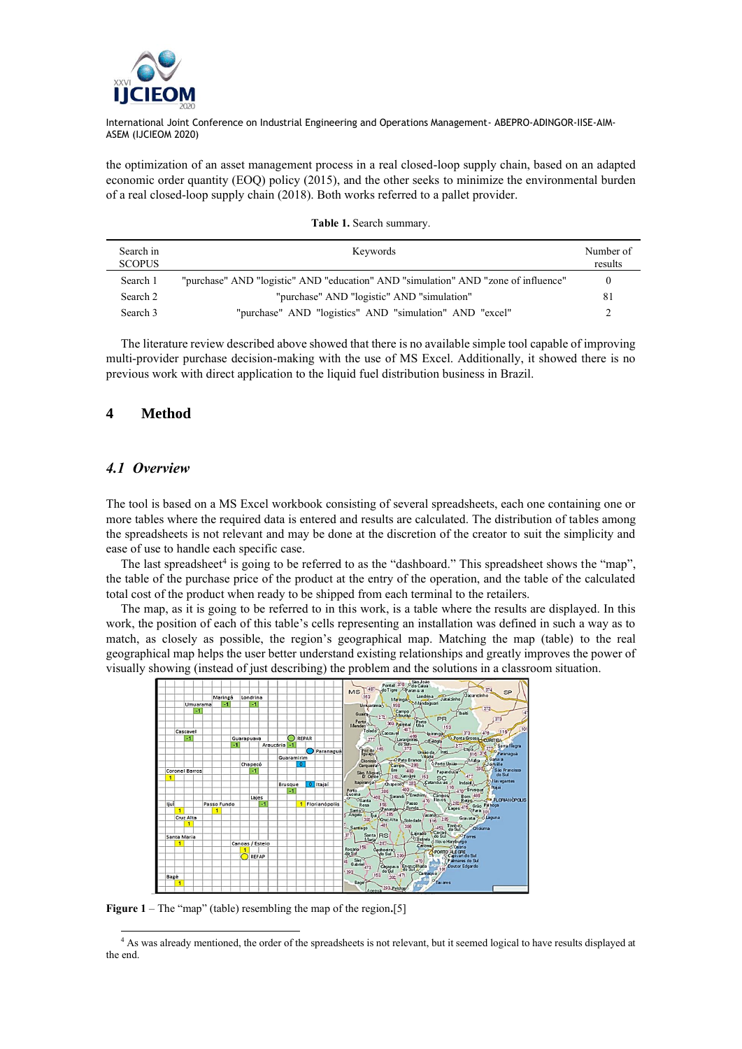the optimization of an asset management process in a real closed-loop supply chain, based on an adapted economic order quantity (EOQ) policy (2015), and the other seeks to minimize the environmental burden of a real closed-loop supply chain (2018). Both works referred to a pallet provider.

**Table 1.** Search summary.

| Search in SCOPUS | Keywords | Number of results |
|---|---|---|
| Search 1 | "purchase" AND "logistic" AND "education" AND "simulation" AND "zone of influence" | 0 |
| Search 2 | "purchase" AND "logistic" AND "simulation" | 81 |
| Search 3 | "purchase" AND "logistics" AND "simulation" AND "excel" | 2 |

The literature review described above showed that there is no available simple tool capable of improving multi-provider purchase decision-making with the use of MS Excel. Additionally, it showed there is no previous work with direct application to the liquid fuel distribution business in Brazil.

# 4 Method

## 4.1 Overview

The tool is based on a MS Excel workbook consisting of several spreadsheets, each one containing one or more tables where the required data is entered and results are calculated. The distribution of tables among the spreadsheets is not relevant and may be done at the discretion of the creator to suit the simplicity and ease of use to handle each specific case.

The last spreadsheet[4] is going to be referred to as the "dashboard." This spreadsheet shows the "map", the table of the purchase price of the product at the entry of the operation, and the table of the calculated total cost of the product when ready to be shipped from each terminal to the retailers.

The map, as it is going to be referred to in this work, is a table where the results are displayed. In this work, the position of each of this table's cells representing an installation was defined in such a way as to match, as closely as possible, the region's geographical map. Matching the map (table) to the real geographical map helps the user better understand existing relationships and greatly improves the power of visually showing (instead of just describing) the problem and the solutions in a classroom situation.

**Figure 1** – The "map" (table) resembling the map of the region.[5]

[4] As was already mentioned, the order of the spreadsheets is not relevant, but it seemed logical to have results displayed at the end.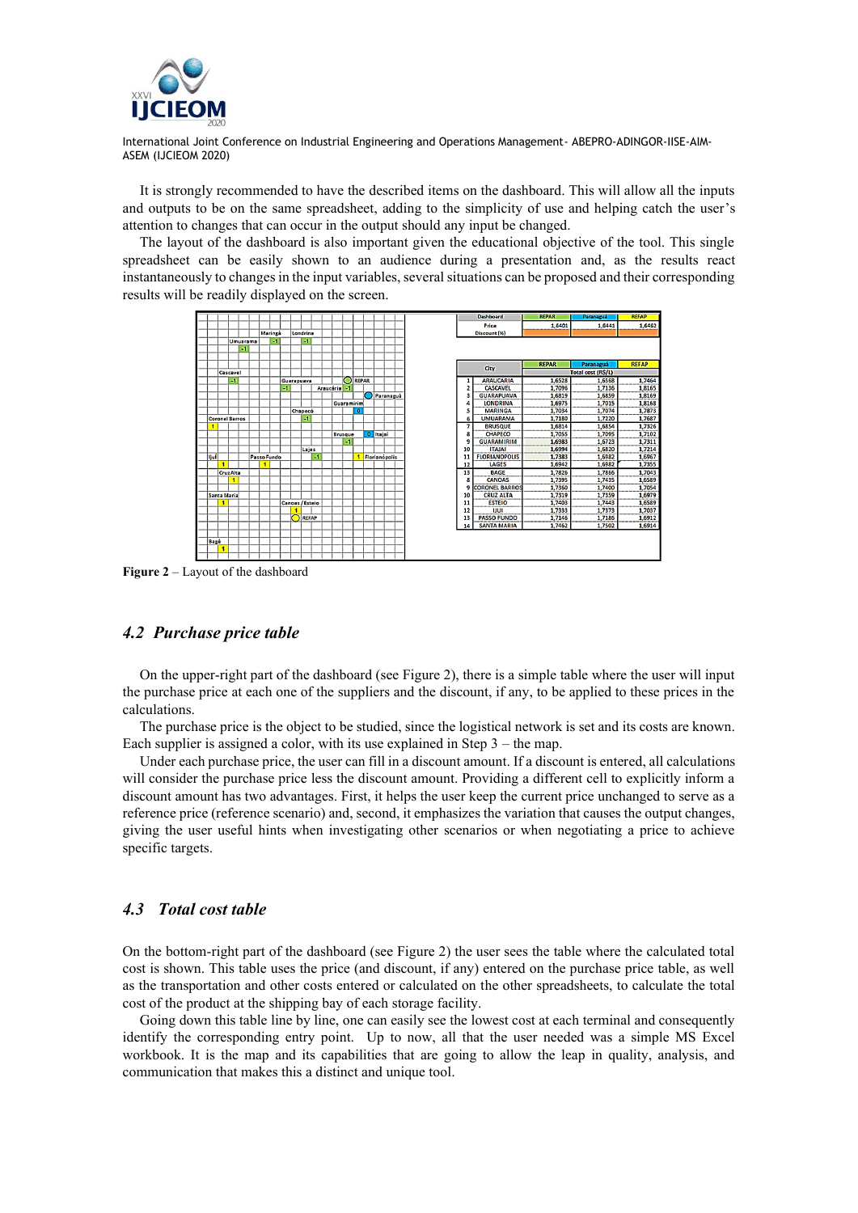It is strongly recommended to have the described items on the dashboard. This will allow all the inputs and outputs to be on the same spreadsheet, adding to the simplicity of use and helping catch the user's attention to changes that can occur in the output should any input be changed.

The layout of the dashboard is also important given the educational objective of the tool. This single spreadsheet can be easily shown to an audience during a presentation and, as the results react instantaneously to changes in the input variables, several situations can be proposed and their corresponding results will be readily displayed on the screen.

**Figure 2** – Layout of the dashboard

## 4.2 *Purchase price table*

On the upper-right part of the dashboard (see Figure 2), there is a simple table where the user will input the purchase price at each one of the suppliers and the discount, if any, to be applied to these prices in the calculations.

The purchase price is the object to be studied, since the logistical network is set and its costs are known. Each supplier is assigned a color, with its use explained in Step 3 – the map.

Under each purchase price, the user can fill in a discount amount. If a discount is entered, all calculations will consider the purchase price less the discount amount. Providing a different cell to explicitly inform a discount amount has two advantages. First, it helps the user keep the current price unchanged to serve as a reference price (reference scenario) and, second, it emphasizes the variation that causes the output changes, giving the user useful hints when investigating other scenarios or when negotiating a price to achieve specific targets.

## 4.3 *Total cost table*

On the bottom-right part of the dashboard (see Figure 2) the user sees the table where the calculated total cost is shown. This table uses the price (and discount, if any) entered on the purchase price table, as well as the transportation and other costs entered or calculated on the other spreadsheets, to calculate the total cost of the product at the shipping bay of each storage facility.

Going down this table line by line, one can easily see the lowest cost at each terminal and consequently identify the corresponding entry point. Up to now, all that the user needed was a simple MS Excel workbook. It is the map and its capabilities that are going to allow the leap in quality, analysis, and communication that makes this a distinct and unique tool.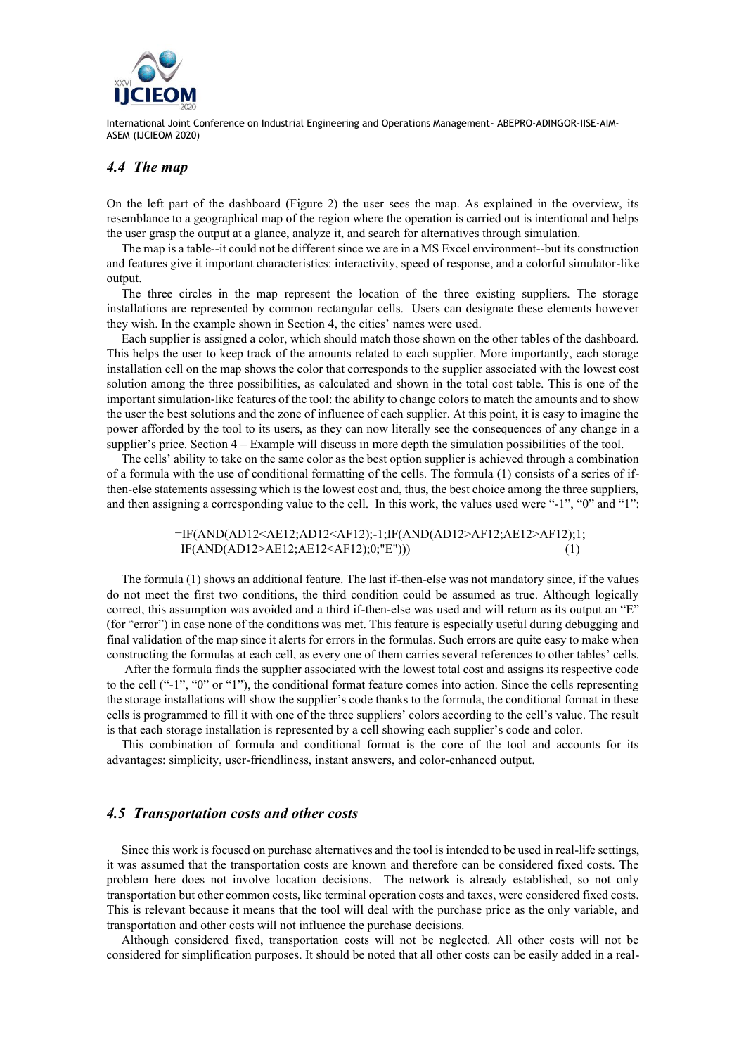### *4.4 The map*

On the left part of the dashboard (Figure 2) the user sees the map. As explained in the overview, its resemblance to a geographical map of the region where the operation is carried out is intentional and helps the user grasp the output at a glance, analyze it, and search for alternatives through simulation.

The map is a table--it could not be different since we are in a MS Excel environment--but its construction and features give it important characteristics: interactivity, speed of response, and a colorful simulator-like output.

The three circles in the map represent the location of the three existing suppliers. The storage installations are represented by common rectangular cells. Users can designate these elements however they wish. In the example shown in Section 4, the cities' names were used.

Each supplier is assigned a color, which should match those shown on the other tables of the dashboard. This helps the user to keep track of the amounts related to each supplier. More importantly, each storage installation cell on the map shows the color that corresponds to the supplier associated with the lowest cost solution among the three possibilities, as calculated and shown in the total cost table. This is one of the important simulation-like features of the tool: the ability to change colors to match the amounts and to show the user the best solutions and the zone of influence of each supplier. At this point, it is easy to imagine the power afforded by the tool to its users, as they can now literally see the consequences of any change in a supplier's price. Section 4 – Example will discuss in more depth the simulation possibilities of the tool.

The cells' ability to take on the same color as the best option supplier is achieved through a combination of a formula with the use of conditional formatting of the cells. The formula (1) consists of a series of if-then-else statements assessing which is the lowest cost and, thus, the best choice among the three suppliers, and then assigning a corresponding value to the cell. In this work, the values used were "-1", "0" and "1":

```
=IF(AND(AD12<AE12;AD12<AF12);-1;IF(AND(AD12>AF12;AE12>AF12);1;
IF(AND(AD12>AE12;AE12<AF12);0;"E")))                              (1)
```

The formula (1) shows an additional feature. The last if-then-else was not mandatory since, if the values do not meet the first two conditions, the third condition could be assumed as true. Although logically correct, this assumption was avoided and a third if-then-else was used and will return as its output an "E" (for "error") in case none of the conditions was met. This feature is especially useful during debugging and final validation of the map since it alerts for errors in the formulas. Such errors are quite easy to make when constructing the formulas at each cell, as every one of them carries several references to other tables' cells.

After the formula finds the supplier associated with the lowest total cost and assigns its respective code to the cell ("-1", "0" or "1"), the conditional format feature comes into action. Since the cells representing the storage installations will show the supplier's code thanks to the formula, the conditional format in these cells is programmed to fill it with one of the three suppliers' colors according to the cell's value. The result is that each storage installation is represented by a cell showing each supplier's code and color.

This combination of formula and conditional format is the core of the tool and accounts for its advantages: simplicity, user-friendliness, instant answers, and color-enhanced output.

### *4.5 Transportation costs and other costs*

Since this work is focused on purchase alternatives and the tool is intended to be used in real-life settings, it was assumed that the transportation costs are known and therefore can be considered fixed costs. The problem here does not involve location decisions. The network is already established, so not only transportation but other common costs, like terminal operation costs and taxes, were considered fixed costs. This is relevant because it means that the tool will deal with the purchase price as the only variable, and transportation and other costs will not influence the purchase decisions.

Although considered fixed, transportation costs will not be neglected. All other costs will not be considered for simplification purposes. It should be noted that all other costs can be easily added in a real-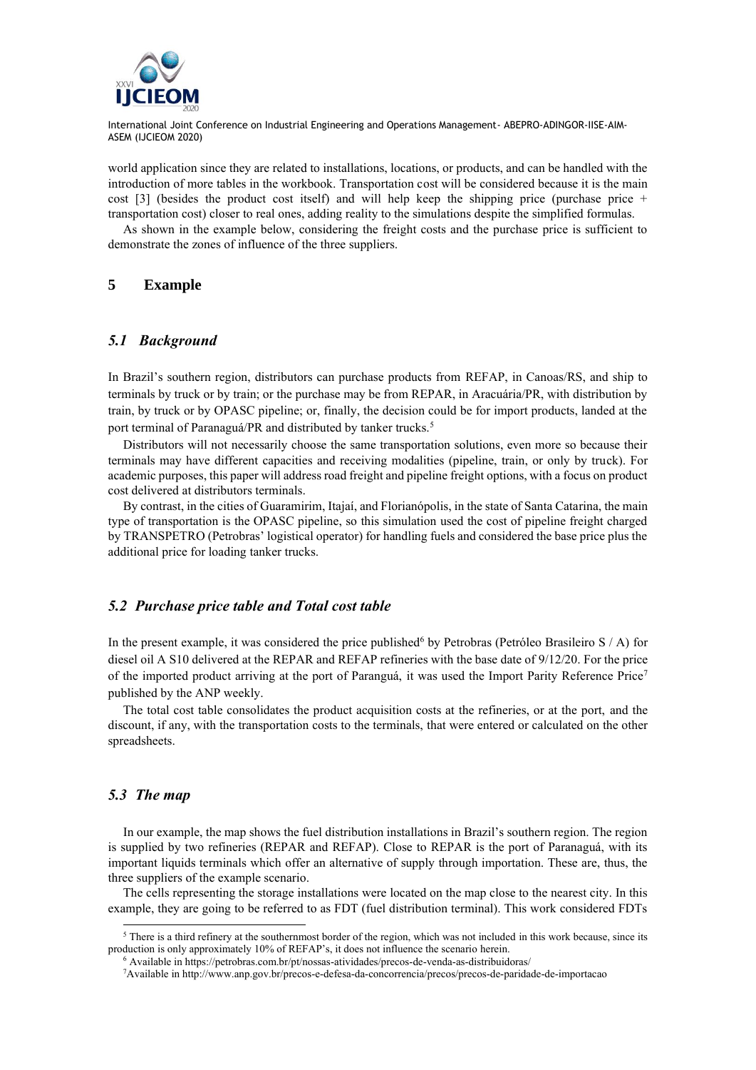world application since they are related to installations, locations, or products, and can be handled with the introduction of more tables in the workbook. Transportation cost will be considered because it is the main cost [3] (besides the product cost itself) and will help keep the shipping price (purchase price + transportation cost) closer to real ones, adding reality to the simulations despite the simplified formulas.

As shown in the example below, considering the freight costs and the purchase price is sufficient to demonstrate the zones of influence of the three suppliers.

## 5 Example

### *5.1 Background*

In Brazil's southern region, distributors can purchase products from REFAP, in Canoas/RS, and ship to terminals by truck or by train; or the purchase may be from REPAR, in Aracuária/PR, with distribution by train, by truck or by OPASC pipeline; or, finally, the decision could be for import products, landed at the port terminal of Paranaguá/PR and distributed by tanker trucks.[5]

Distributors will not necessarily choose the same transportation solutions, even more so because their terminals may have different capacities and receiving modalities (pipeline, train, or only by truck). For academic purposes, this paper will address road freight and pipeline freight options, with a focus on product cost delivered at distributors terminals.

By contrast, in the cities of Guaramirim, Itajaí, and Florianópolis, in the state of Santa Catarina, the main type of transportation is the OPASC pipeline, so this simulation used the cost of pipeline freight charged by TRANSPETRO (Petrobras' logistical operator) for handling fuels and considered the base price plus the additional price for loading tanker trucks.

### *5.2 Purchase price table and Total cost table*

In the present example, it was considered the price published[6] by Petrobras (Petróleo Brasileiro S / A) for diesel oil A S10 delivered at the REPAR and REFAP refineries with the base date of 9/12/20. For the price of the imported product arriving at the port of Paranguá, it was used the Import Parity Reference Price[7] published by the ANP weekly.

The total cost table consolidates the product acquisition costs at the refineries, or at the port, and the discount, if any, with the transportation costs to the terminals, that were entered or calculated on the other spreadsheets.

### *5.3 The map*

In our example, the map shows the fuel distribution installations in Brazil's southern region. The region is supplied by two refineries (REPAR and REFAP). Close to REPAR is the port of Paranaguá, with its important liquids terminals which offer an alternative of supply through importation. These are, thus, the three suppliers of the example scenario.

The cells representing the storage installations were located on the map close to the nearest city. In this example, they are going to be referred to as FDT (fuel distribution terminal). This work considered FDTs

---

[5] There is a third refinery at the southernmost border of the region, which was not included in this work because, since its production is only approximately 10% of REFAP's, it does not influence the scenario herein.

[6] Available in https://petrobras.com.br/pt/nossas-atividades/precos-de-venda-as-distribuidoras/

[7] Available in http://www.anp.gov.br/precos-e-defesa-da-concorrencia/precos/precos-de-paridade-de-importacao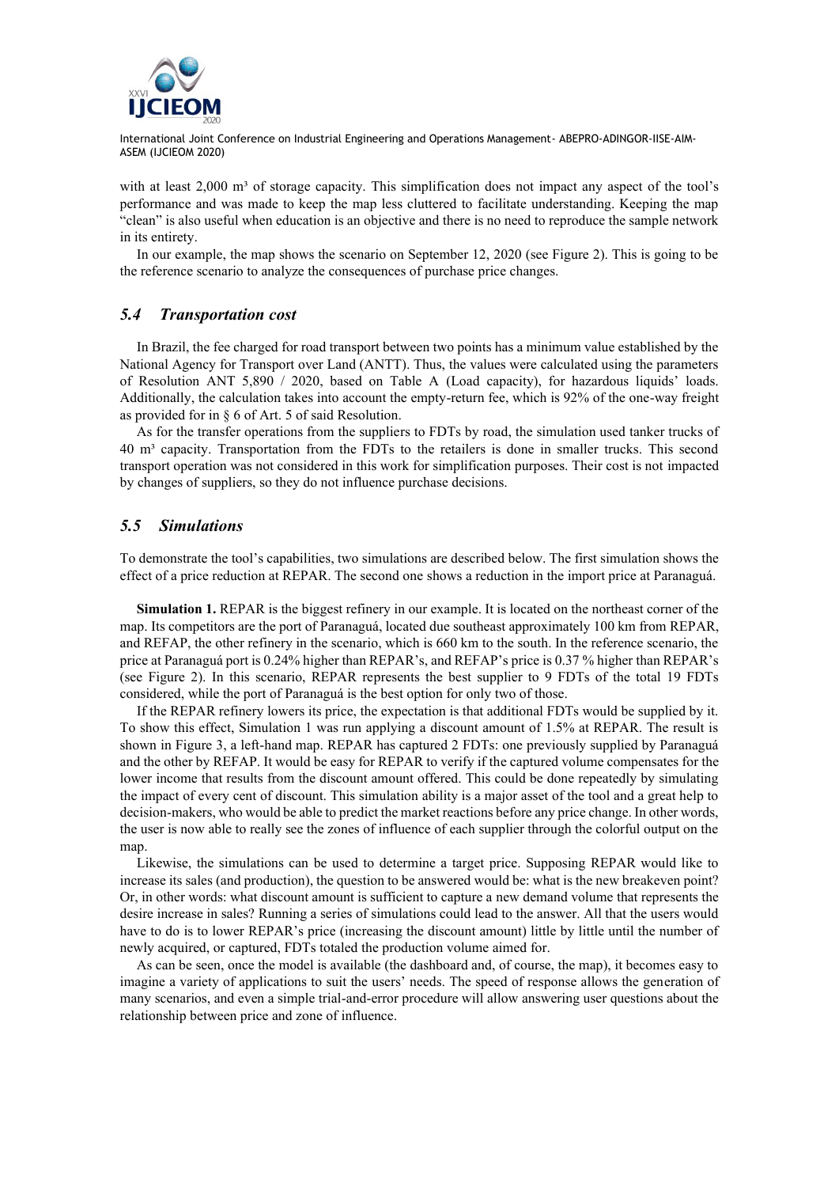with at least 2,000 m³ of storage capacity. This simplification does not impact any aspect of the tool's performance and was made to keep the map less cluttered to facilitate understanding. Keeping the map "clean" is also useful when education is an objective and there is no need to reproduce the sample network in its entirety.

In our example, the map shows the scenario on September 12, 2020 (see Figure 2). This is going to be the reference scenario to analyze the consequences of purchase price changes.

## *5.4 Transportation cost*

In Brazil, the fee charged for road transport between two points has a minimum value established by the National Agency for Transport over Land (ANTT). Thus, the values were calculated using the parameters of Resolution ANT 5,890 / 2020, based on Table A (Load capacity), for hazardous liquids' loads. Additionally, the calculation takes into account the empty-return fee, which is 92% of the one-way freight as provided for in § 6 of Art. 5 of said Resolution.

As for the transfer operations from the suppliers to FDTs by road, the simulation used tanker trucks of 40 m³ capacity. Transportation from the FDTs to the retailers is done in smaller trucks. This second transport operation was not considered in this work for simplification purposes. Their cost is not impacted by changes of suppliers, so they do not influence purchase decisions.

## *5.5 Simulations*

To demonstrate the tool's capabilities, two simulations are described below. The first simulation shows the effect of a price reduction at REPAR. The second one shows a reduction in the import price at Paranaguá.

**Simulation 1.** REPAR is the biggest refinery in our example. It is located on the northeast corner of the map. Its competitors are the port of Paranaguá, located due southeast approximately 100 km from REPAR, and REFAP, the other refinery in the scenario, which is 660 km to the south. In the reference scenario, the price at Paranaguá port is 0.24% higher than REPAR's, and REFAP's price is 0.37 % higher than REPAR's (see Figure 2). In this scenario, REPAR represents the best supplier to 9 FDTs of the total 19 FDTs considered, while the port of Paranaguá is the best option for only two of those.

If the REPAR refinery lowers its price, the expectation is that additional FDTs would be supplied by it. To show this effect, Simulation 1 was run applying a discount amount of 1.5% at REPAR. The result is shown in Figure 3, a left-hand map. REPAR has captured 2 FDTs: one previously supplied by Paranaguá and the other by REFAP. It would be easy for REPAR to verify if the captured volume compensates for the lower income that results from the discount amount offered. This could be done repeatedly by simulating the impact of every cent of discount. This simulation ability is a major asset of the tool and a great help to decision-makers, who would be able to predict the market reactions before any price change. In other words, the user is now able to really see the zones of influence of each supplier through the colorful output on the map.

Likewise, the simulations can be used to determine a target price. Supposing REPAR would like to increase its sales (and production), the question to be answered would be: what is the new breakeven point? Or, in other words: what discount amount is sufficient to capture a new demand volume that represents the desire increase in sales? Running a series of simulations could lead to the answer. All that the users would have to do is to lower REPAR's price (increasing the discount amount) little by little until the number of newly acquired, or captured, FDTs totaled the production volume aimed for.

As can be seen, once the model is available (the dashboard and, of course, the map), it becomes easy to imagine a variety of applications to suit the users' needs. The speed of response allows the generation of many scenarios, and even a simple trial-and-error procedure will allow answering user questions about the relationship between price and zone of influence.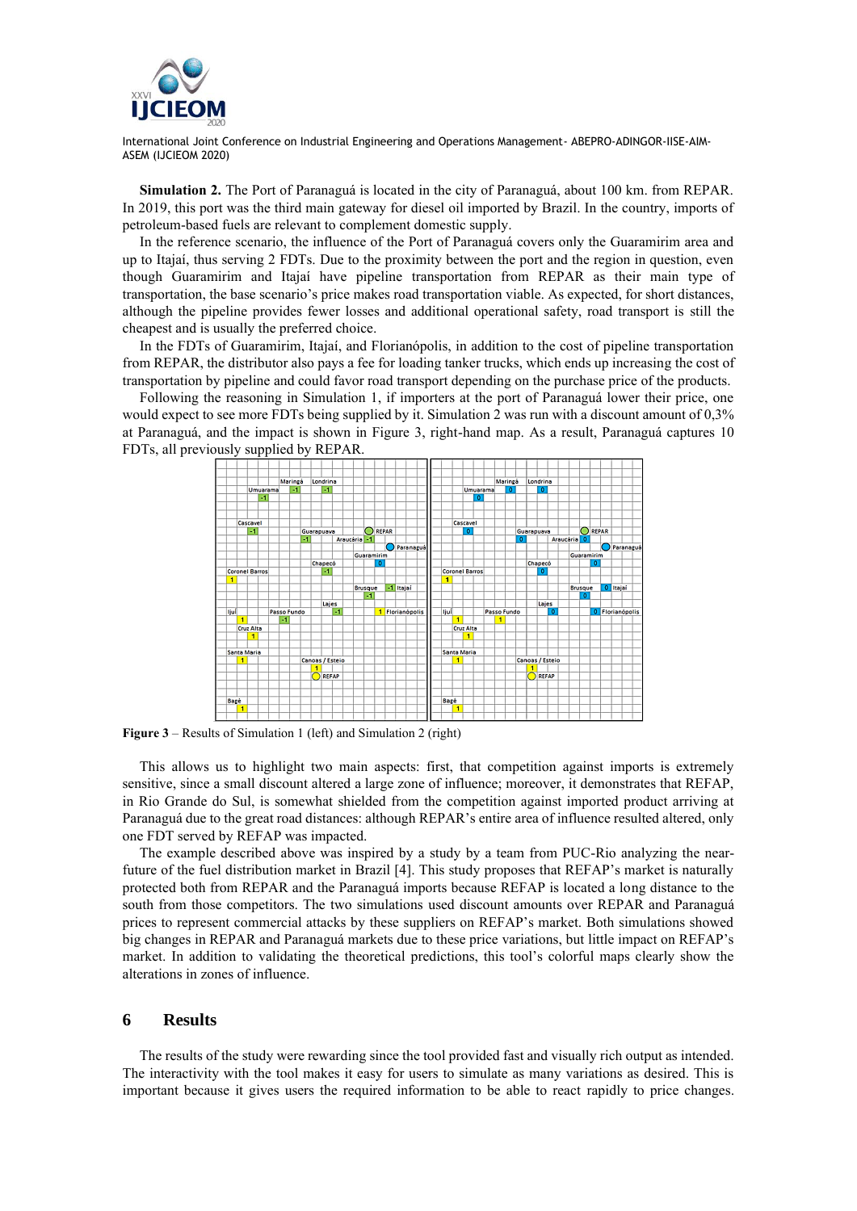**Simulation 2.** The Port of Paranaguá is located in the city of Paranaguá, about 100 km. from REPAR. In 2019, this port was the third main gateway for diesel oil imported by Brazil. In the country, imports of petroleum-based fuels are relevant to complement domestic supply.

In the reference scenario, the influence of the Port of Paranaguá covers only the Guaramirim area and up to Itajaí, thus serving 2 FDTs. Due to the proximity between the port and the region in question, even though Guaramirim and Itajaí have pipeline transportation from REPAR as their main type of transportation, the base scenario's price makes road transportation viable. As expected, for short distances, although the pipeline provides fewer losses and additional operational safety, road transport is still the cheapest and is usually the preferred choice.

In the FDTs of Guaramirim, Itajaí, and Florianópolis, in addition to the cost of pipeline transportation from REPAR, the distributor also pays a fee for loading tanker trucks, which ends up increasing the cost of transportation by pipeline and could favor road transport depending on the purchase price of the products.

Following the reasoning in Simulation 1, if importers at the port of Paranaguá lower their price, one would expect to see more FDTs being supplied by it. Simulation 2 was run with a discount amount of 0,3% at Paranaguá, and the impact is shown in Figure 3, right-hand map. As a result, Paranaguá captures 10 FDTs, all previously supplied by REPAR.

**Figure 3** – Results of Simulation 1 (left) and Simulation 2 (right)

This allows us to highlight two main aspects: first, that competition against imports is extremely sensitive, since a small discount altered a large zone of influence; moreover, it demonstrates that REFAP, in Rio Grande do Sul, is somewhat shielded from the competition against imported product arriving at Paranaguá due to the great road distances: although REPAR's entire area of influence resulted altered, only one FDT served by REFAP was impacted.

The example described above was inspired by a study by a team from PUC-Rio analyzing the near-future of the fuel distribution market in Brazil [4]. This study proposes that REFAP's market is naturally protected both from REPAR and the Paranaguá imports because REFAP is located a long distance to the south from those competitors. The two simulations used discount amounts over REPAR and Paranaguá prices to represent commercial attacks by these suppliers on REFAP's market. Both simulations showed big changes in REPAR and Paranaguá markets due to these price variations, but little impact on REFAP's market. In addition to validating the theoretical predictions, this tool's colorful maps clearly show the alterations in zones of influence.

## 6 Results

The results of the study were rewarding since the tool provided fast and visually rich output as intended. The interactivity with the tool makes it easy for users to simulate as many variations as desired. This is important because it gives users the required information to be able to react rapidly to price changes.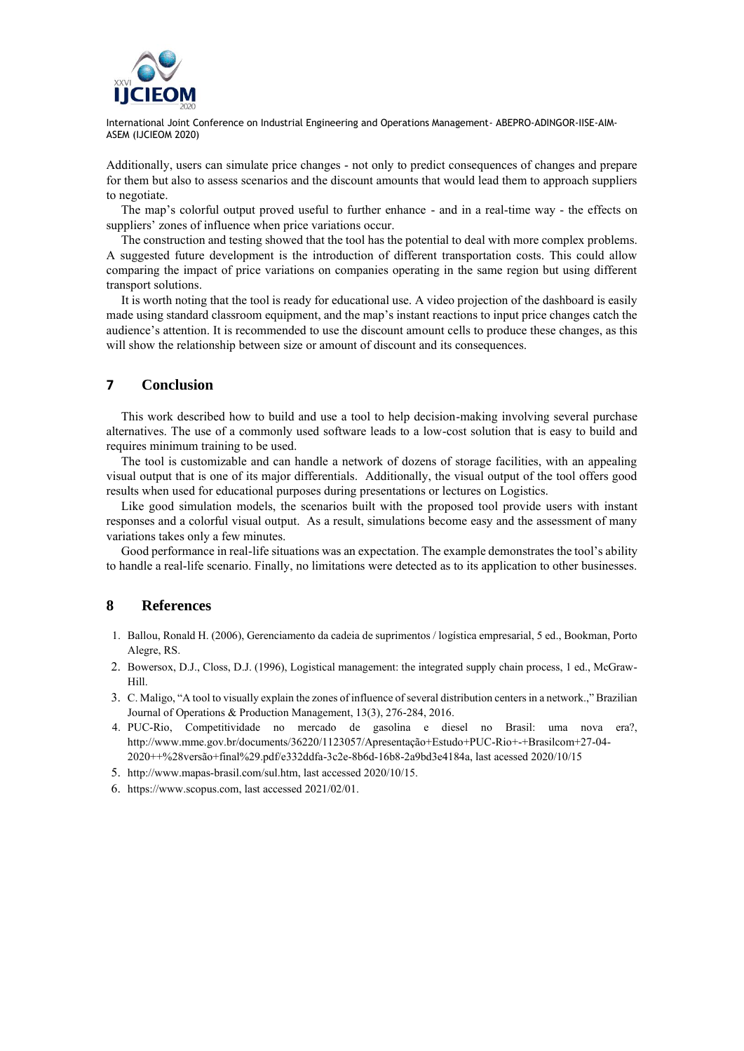Additionally, users can simulate price changes - not only to predict consequences of changes and prepare for them but also to assess scenarios and the discount amounts that would lead them to approach suppliers to negotiate.

The map's colorful output proved useful to further enhance - and in a real-time way - the effects on suppliers' zones of influence when price variations occur.

The construction and testing showed that the tool has the potential to deal with more complex problems. A suggested future development is the introduction of different transportation costs. This could allow comparing the impact of price variations on companies operating in the same region but using different transport solutions.

It is worth noting that the tool is ready for educational use. A video projection of the dashboard is easily made using standard classroom equipment, and the map's instant reactions to input price changes catch the audience's attention. It is recommended to use the discount amount cells to produce these changes, as this will show the relationship between size or amount of discount and its consequences.

## 7 Conclusion

This work described how to build and use a tool to help decision-making involving several purchase alternatives. The use of a commonly used software leads to a low-cost solution that is easy to build and requires minimum training to be used.

The tool is customizable and can handle a network of dozens of storage facilities, with an appealing visual output that is one of its major differentials. Additionally, the visual output of the tool offers good results when used for educational purposes during presentations or lectures on Logistics.

Like good simulation models, the scenarios built with the proposed tool provide users with instant responses and a colorful visual output. As a result, simulations become easy and the assessment of many variations takes only a few minutes.

Good performance in real-life situations was an expectation. The example demonstrates the tool's ability to handle a real-life scenario. Finally, no limitations were detected as to its application to other businesses.

## 8 References

1. Ballou, Ronald H. (2006), Gerenciamento da cadeia de suprimentos / logística empresarial, 5 ed., Bookman, Porto Alegre, RS.
2. Bowersox, D.J., Closs, D.J. (1996), Logistical management: the integrated supply chain process, 1 ed., McGraw-Hill.
3. C. Maligo, "A tool to visually explain the zones of influence of several distribution centers in a network.," Brazilian Journal of Operations & Production Management, 13(3), 276-284, 2016.
4. PUC-Rio, Competitividade no mercado de gasolina e diesel no Brasil: uma nova era?, http://www.mme.gov.br/documents/36220/1123057/Apresentação+Estudo+PUC-Rio+-+Brasilcom+27-04-2020++%28versão+final%29.pdf/e332ddfa-3c2e-8b6d-16b8-2a9bd3e4184a, last acessed 2020/10/15
5. http://www.mapas-brasil.com/sul.htm, last accessed 2020/10/15.
6. https://www.scopus.com, last accessed 2021/02/01.